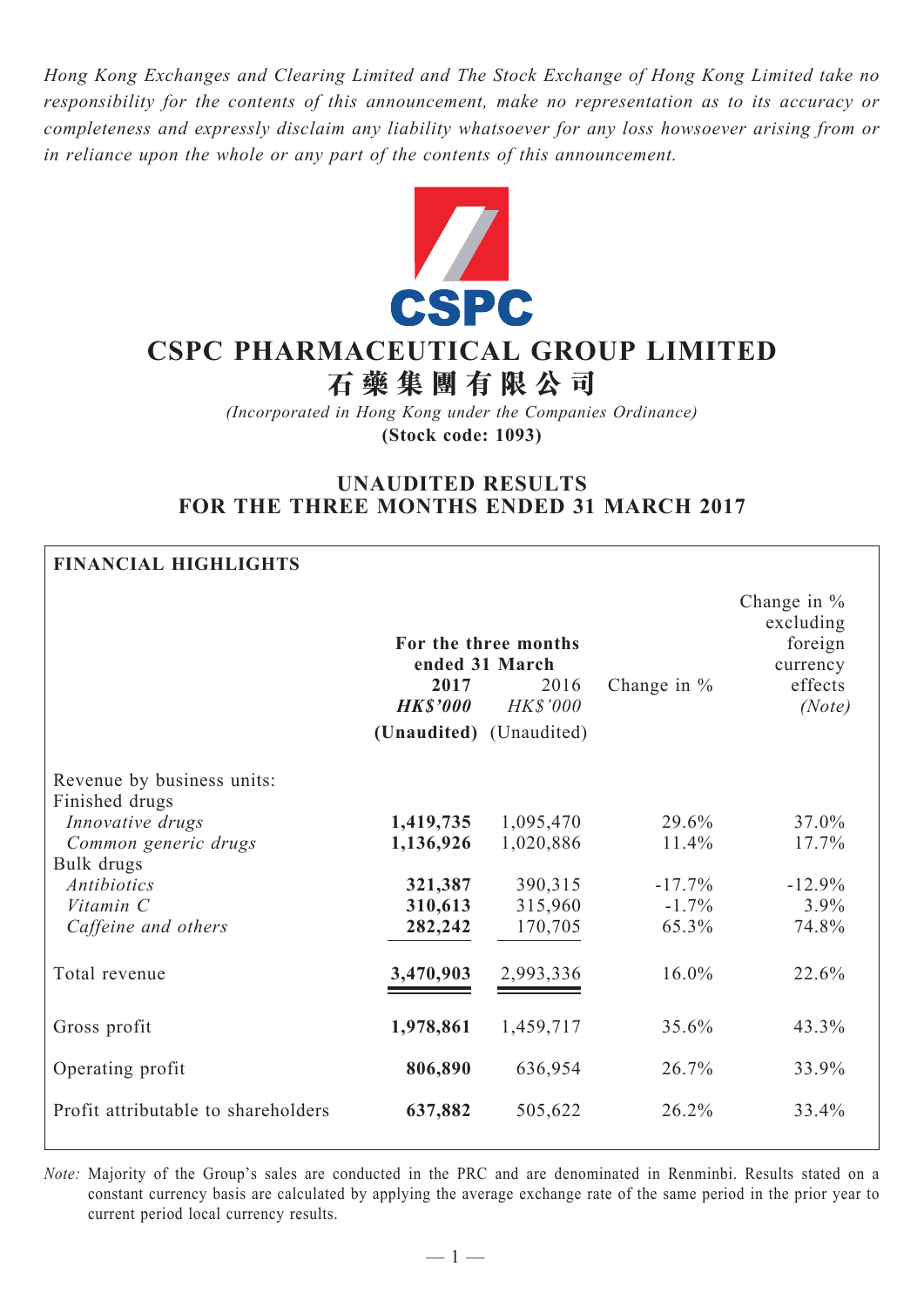*Hong Kong Exchanges and Clearing Limited and The Stock Exchange of Hong Kong Limited take no responsibility for the contents of this announcement, make no representation as to its accuracy or completeness and expressly disclaim any liability whatsoever for any loss howsoever arising from or in reliance upon the whole or any part of the contents of this announcement.*

# CSPC PHARMACEUTICAL GROUP LIMITED
# 石藥集團有限公司

*(Incorporated in Hong Kong under the Companies Ordinance)*
**(Stock code: 1093)**

## UNAUDITED RESULTS FOR THE THREE MONTHS ENDED 31 MARCH 2017

**FINANCIAL HIGHLIGHTS**

| | For the three months ended 31 March | | Change in % | Change in % excluding foreign currency effects *(Note)* |
|---|---|---|---|---|
| | **2017** | 2016 | | |
| | ***HK$'000*** | *HK$'000* | | |
| | **(Unaudited)** | (Unaudited) | | |
| Revenue by business units: | | | | |
| Finished drugs | | | | |
| *Innovative drugs* | **1,419,735** | 1,095,470 | 29.6% | 37.0% |
| *Common generic drugs* | **1,136,926** | 1,020,886 | 11.4% | 17.7% |
| Bulk drugs | | | | |
| *Antibiotics* | **321,387** | 390,315 | -17.7% | -12.9% |
| *Vitamin C* | **310,613** | 315,960 | -1.7% | 3.9% |
| *Caffeine and others* | **282,242** | 170,705 | 65.3% | 74.8% |
| Total revenue | **3,470,903** | 2,993,336 | 16.0% | 22.6% |
| Gross profit | **1,978,861** | 1,459,717 | 35.6% | 43.3% |
| Operating profit | **806,890** | 636,954 | 26.7% | 33.9% |
| Profit attributable to shareholders | **637,882** | 505,622 | 26.2% | 33.4% |

*Note:* Majority of the Group's sales are conducted in the PRC and are denominated in Renminbi. Results stated on a constant currency basis are calculated by applying the average exchange rate of the same period in the prior year to current period local currency results.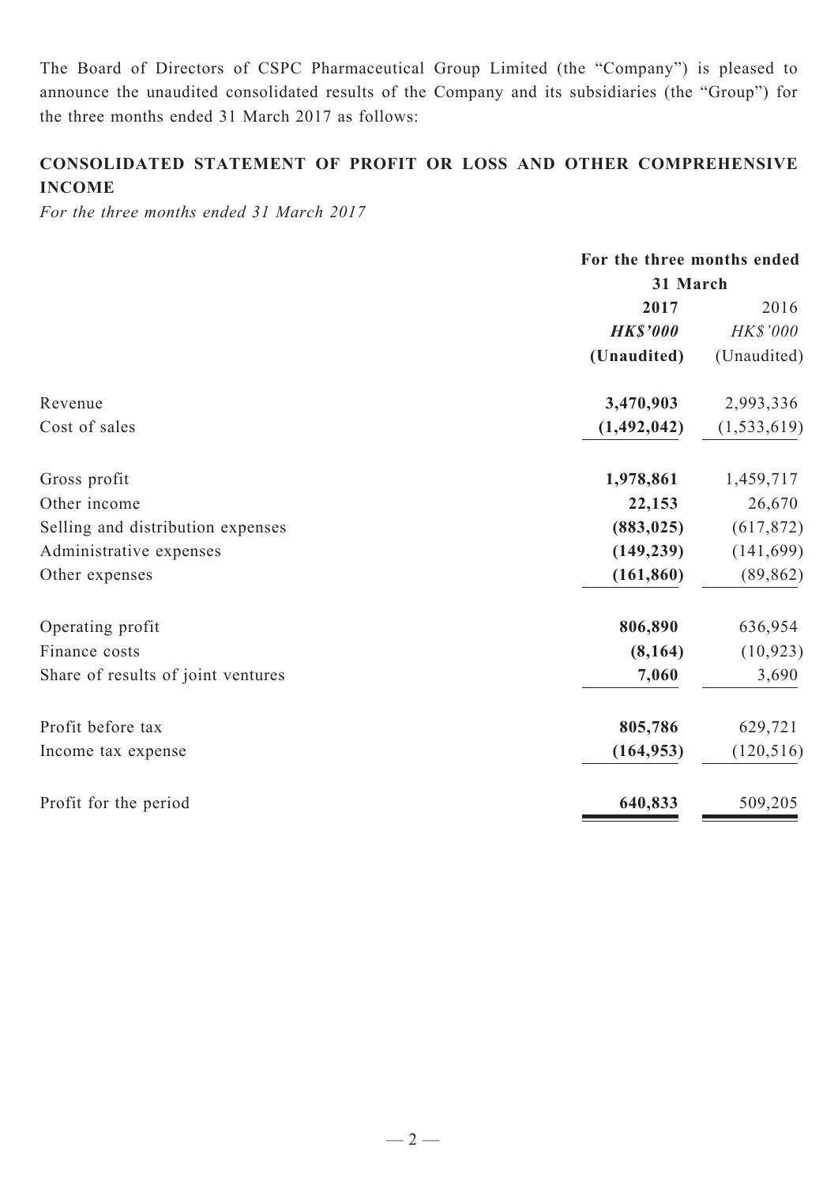The Board of Directors of CSPC Pharmaceutical Group Limited (the "Company") is pleased to announce the unaudited consolidated results of the Company and its subsidiaries (the "Group") for the three months ended 31 March 2017 as follows:

## CONSOLIDATED STATEMENT OF PROFIT OR LOSS AND OTHER COMPREHENSIVE INCOME

*For the three months ended 31 March 2017*

| | For the three months ended 31 March | |
|---|---|---|
| | **2017** | 2016 |
| | ***HK$'000*** | *HK$'000* |
| | **(Unaudited)** | (Unaudited) |
| Revenue | **3,470,903** | 2,993,336 |
| Cost of sales | **(1,492,042)** | (1,533,619) |
| Gross profit | **1,978,861** | 1,459,717 |
| Other income | **22,153** | 26,670 |
| Selling and distribution expenses | **(883,025)** | (617,872) |
| Administrative expenses | **(149,239)** | (141,699) |
| Other expenses | **(161,860)** | (89,862) |
| Operating profit | **806,890** | 636,954 |
| Finance costs | **(8,164)** | (10,923) |
| Share of results of joint ventures | **7,060** | 3,690 |
| Profit before tax | **805,786** | 629,721 |
| Income tax expense | **(164,953)** | (120,516) |
| Profit for the period | **640,833** | 509,205 |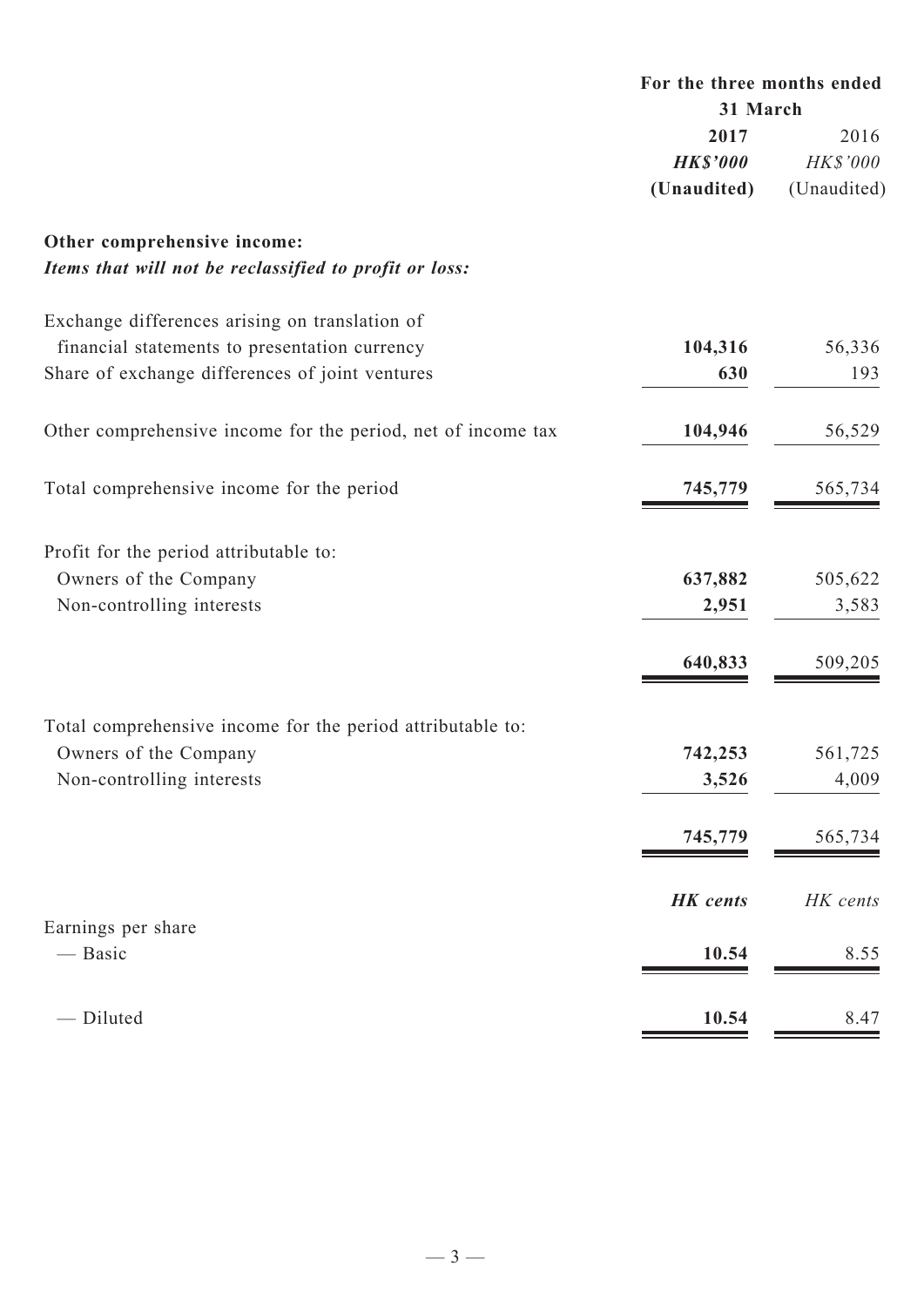| | For the three months ended 31 March | |
|---|---|---|
| | **2017** | 2016 |
| | ***HK$'000*** | *HK$'000* |
| | **(Unaudited)** | (Unaudited) |
| **Other comprehensive income:** | | |
| ***Items that will not be reclassified to profit or loss:*** | | |
| Exchange differences arising on translation of financial statements to presentation currency | **104,316** | 56,336 |
| Share of exchange differences of joint ventures | **630** | 193 |
| Other comprehensive income for the period, net of income tax | **104,946** | 56,529 |
| Total comprehensive income for the period | **745,779** | 565,734 |
| Profit for the period attributable to: | | |
| Owners of the Company | **637,882** | 505,622 |
| Non-controlling interests | **2,951** | 3,583 |
| | **640,833** | 509,205 |
| Total comprehensive income for the period attributable to: | | |
| Owners of the Company | **742,253** | 561,725 |
| Non-controlling interests | **3,526** | 4,009 |
| | **745,779** | 565,734 |
| | ***HK cents*** | *HK cents* |
| Earnings per share | | |
| — Basic | **10.54** | 8.55 |
| — Diluted | **10.54** | 8.47 |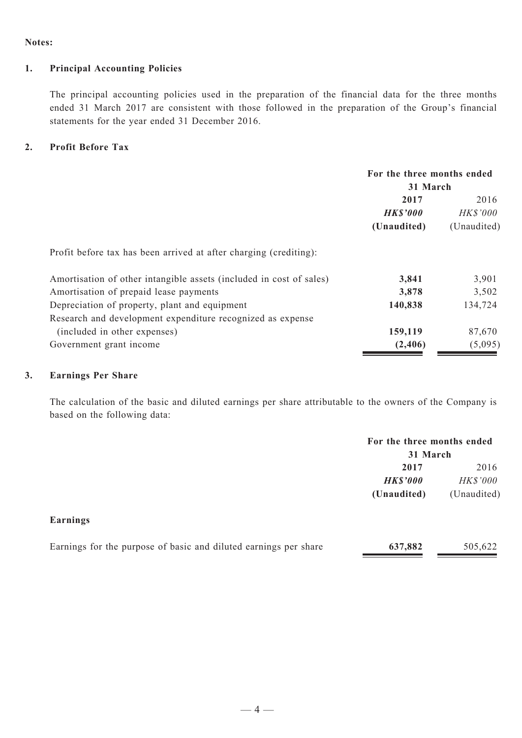**Notes:**

## 1. Principal Accounting Policies

The principal accounting policies used in the preparation of the financial data for the three months ended 31 March 2017 are consistent with those followed in the preparation of the Group's financial statements for the year ended 31 December 2016.

## 2. Profit Before Tax

| | For the three months ended 31 March | |
|---|---|---|
| | **2017** | 2016 |
| | ***HK$'000*** | *HK$'000* |
| | **(Unaudited)** | (Unaudited) |
| Profit before tax has been arrived at after charging (crediting): | | |
| Amortisation of other intangible assets (included in cost of sales) | **3,841** | 3,901 |
| Amortisation of prepaid lease payments | **3,878** | 3,502 |
| Depreciation of property, plant and equipment | **140,838** | 134,724 |
| Research and development expenditure recognized as expense (included in other expenses) | **159,119** | 87,670 |
| Government grant income | **(2,406)** | (5,095) |

## 3. Earnings Per Share

The calculation of the basic and diluted earnings per share attributable to the owners of the Company is based on the following data:

| | For the three months ended 31 March | |
|---|---|---|
| | **2017** | 2016 |
| | ***HK$'000*** | *HK$'000* |
| | **(Unaudited)** | (Unaudited) |
| **Earnings** | | |
| Earnings for the purpose of basic and diluted earnings per share | **637,882** | 505,622 |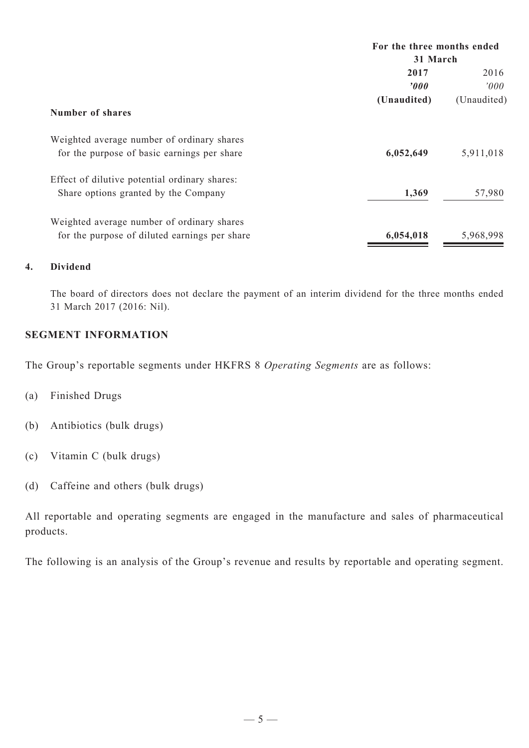| | For the three months ended 31 March | |
|---|---|---|
| | **2017** | 2016 |
| | ***'000*** | *'000* |
| | **(Unaudited)** | (Unaudited) |
| **Number of shares** | | |
| Weighted average number of ordinary shares for the purpose of basic earnings per share | **6,052,649** | 5,911,018 |
| Effect of dilutive potential ordinary shares: Share options granted by the Company | **1,369** | 57,980 |
| Weighted average number of ordinary shares for the purpose of diluted earnings per share | **6,054,018** | 5,968,998 |

**4. Dividend**

The board of directors does not declare the payment of an interim dividend for the three months ended 31 March 2017 (2016: Nil).

## SEGMENT INFORMATION

The Group's reportable segments under HKFRS 8 *Operating Segments* are as follows:

(a) Finished Drugs

(b) Antibiotics (bulk drugs)

(c) Vitamin C (bulk drugs)

(d) Caffeine and others (bulk drugs)

All reportable and operating segments are engaged in the manufacture and sales of pharmaceutical products.

The following is an analysis of the Group's revenue and results by reportable and operating segment.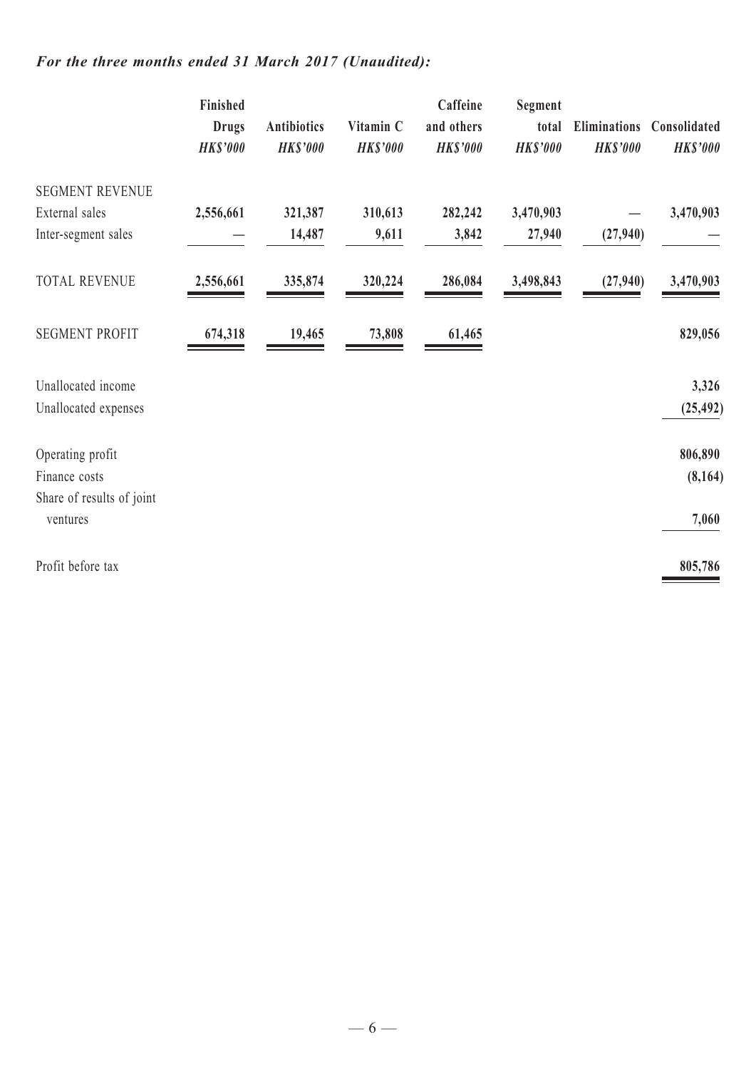***For the three months ended 31 March 2017 (Unaudited):***

| | Finished Drugs *HK$'000* | Antibiotics *HK$'000* | Vitamin C *HK$'000* | Caffeine and others *HK$'000* | Segment total *HK$'000* | Eliminations *HK$'000* | Consolidated *HK$'000* |
|---|---|---|---|---|---|---|---|
| SEGMENT REVENUE | | | | | | | |
| External sales | **2,556,661** | **321,387** | **310,613** | **282,242** | **3,470,903** | **—** | **3,470,903** |
| Inter-segment sales | **—** | **14,487** | **9,611** | **3,842** | **27,940** | **(27,940)** | **—** |
| TOTAL REVENUE | **2,556,661** | **335,874** | **320,224** | **286,084** | **3,498,843** | **(27,940)** | **3,470,903** |
| SEGMENT PROFIT | **674,318** | **19,465** | **73,808** | **61,465** | | | **829,056** |
| Unallocated income | | | | | | | **3,326** |
| Unallocated expenses | | | | | | | **(25,492)** |
| Operating profit | | | | | | | **806,890** |
| Finance costs | | | | | | | **(8,164)** |
| Share of results of joint ventures | | | | | | | **7,060** |
| Profit before tax | | | | | | | **805,786** |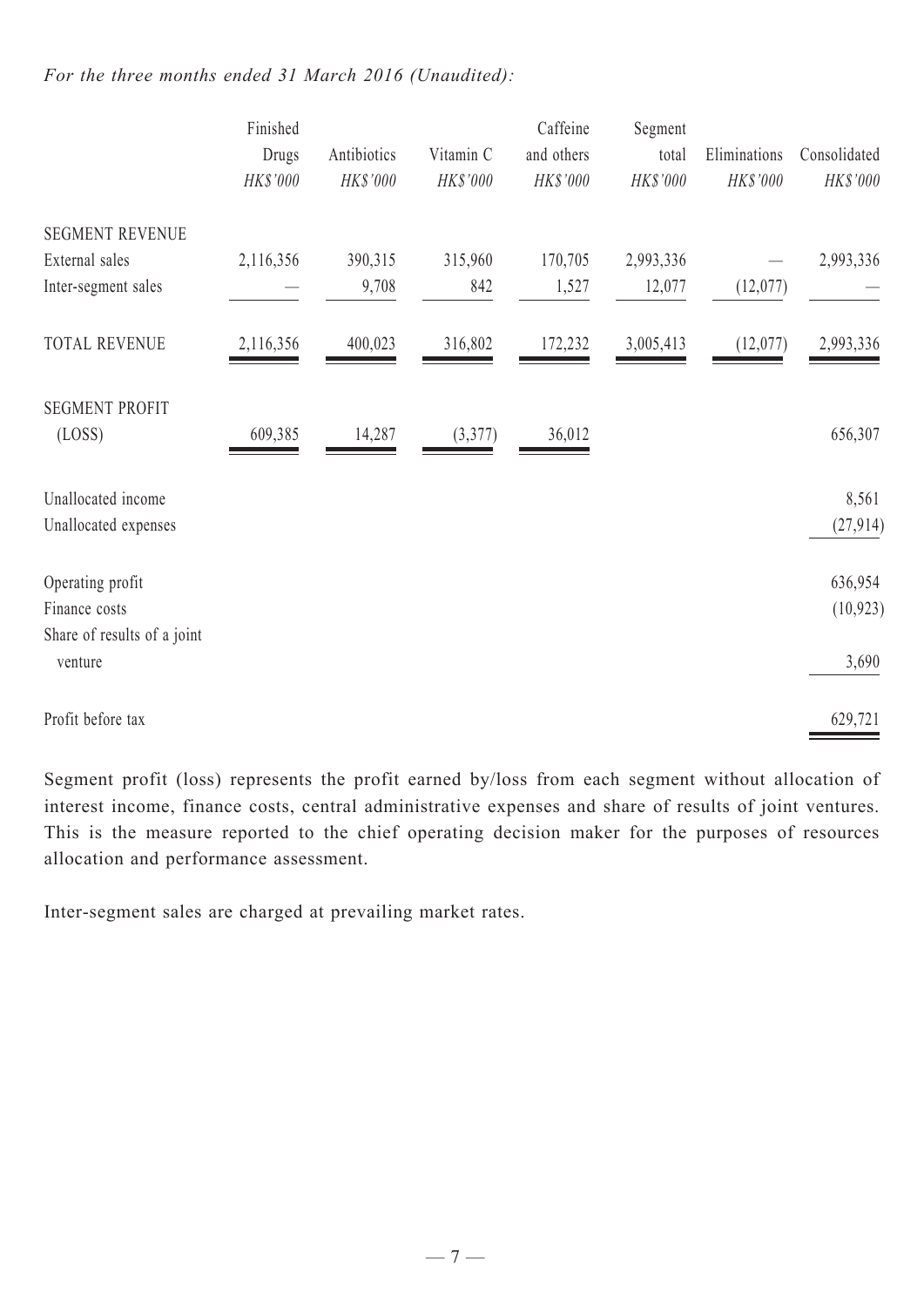*For the three months ended 31 March 2016 (Unaudited):*

| | Finished Drugs *HK$'000* | Antibiotics *HK$'000* | Vitamin C *HK$'000* | Caffeine and others *HK$'000* | Segment total *HK$'000* | Eliminations *HK$'000* | Consolidated *HK$'000* |
|---|---|---|---|---|---|---|---|
| SEGMENT REVENUE | | | | | | | |
| External sales | 2,116,356 | 390,315 | 315,960 | 170,705 | 2,993,336 | — | 2,993,336 |
| Inter-segment sales | — | 9,708 | 842 | 1,527 | 12,077 | (12,077) | — |
| TOTAL REVENUE | 2,116,356 | 400,023 | 316,802 | 172,232 | 3,005,413 | (12,077) | 2,993,336 |
| SEGMENT PROFIT (LOSS) | 609,385 | 14,287 | (3,377) | 36,012 | | | 656,307 |
| Unallocated income | | | | | | | 8,561 |
| Unallocated expenses | | | | | | | (27,914) |
| Operating profit | | | | | | | 636,954 |
| Finance costs | | | | | | | (10,923) |
| Share of results of a joint venture | | | | | | | 3,690 |
| Profit before tax | | | | | | | 629,721 |

Segment profit (loss) represents the profit earned by/loss from each segment without allocation of interest income, finance costs, central administrative expenses and share of results of joint ventures. This is the measure reported to the chief operating decision maker for the purposes of resources allocation and performance assessment.

Inter-segment sales are charged at prevailing market rates.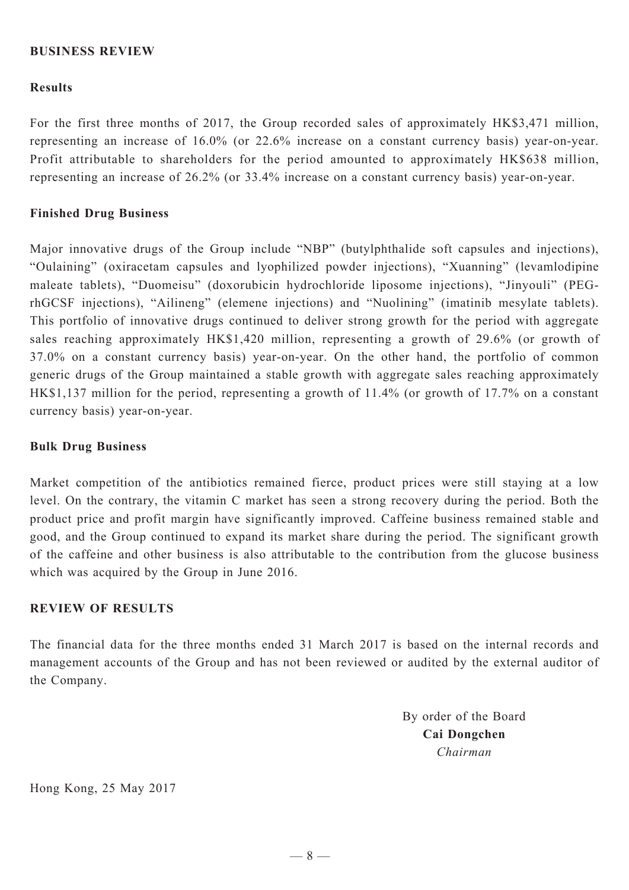## BUSINESS REVIEW

### Results

For the first three months of 2017, the Group recorded sales of approximately HK$3,471 million, representing an increase of 16.0% (or 22.6% increase on a constant currency basis) year-on-year. Profit attributable to shareholders for the period amounted to approximately HK$638 million, representing an increase of 26.2% (or 33.4% increase on a constant currency basis) year-on-year.

### Finished Drug Business

Major innovative drugs of the Group include "NBP" (butylphthalide soft capsules and injections), "Oulaining" (oxiracetam capsules and lyophilized powder injections), "Xuanning" (levamlodipine maleate tablets), "Duomeisu" (doxorubicin hydrochloride liposome injections), "Jinyouli" (PEG-rhGCSF injections), "Ailineng" (elemene injections) and "Nuolining" (imatinib mesylate tablets). This portfolio of innovative drugs continued to deliver strong growth for the period with aggregate sales reaching approximately HK$1,420 million, representing a growth of 29.6% (or growth of 37.0% on a constant currency basis) year-on-year. On the other hand, the portfolio of common generic drugs of the Group maintained a stable growth with aggregate sales reaching approximately HK$1,137 million for the period, representing a growth of 11.4% (or growth of 17.7% on a constant currency basis) year-on-year.

### Bulk Drug Business

Market competition of the antibiotics remained fierce, product prices were still staying at a low level. On the contrary, the vitamin C market has seen a strong recovery during the period. Both the product price and profit margin have significantly improved. Caffeine business remained stable and good, and the Group continued to expand its market share during the period. The significant growth of the caffeine and other business is also attributable to the contribution from the glucose business which was acquired by the Group in June 2016.

## REVIEW OF RESULTS

The financial data for the three months ended 31 March 2017 is based on the internal records and management accounts of the Group and has not been reviewed or audited by the external auditor of the Company.

By order of the Board
**Cai Dongchen**
*Chairman*

Hong Kong, 25 May 2017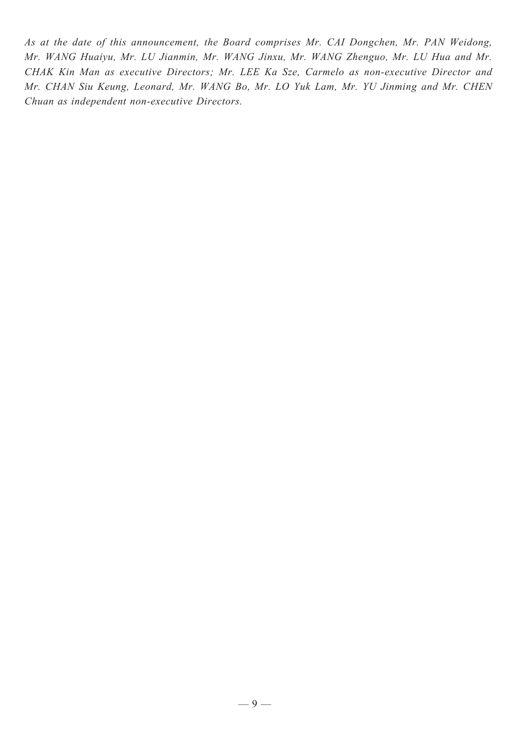*As at the date of this announcement, the Board comprises Mr. CAI Dongchen, Mr. PAN Weidong, Mr. WANG Huaiyu, Mr. LU Jianmin, Mr. WANG Jinxu, Mr. WANG Zhenguo, Mr. LU Hua and Mr. CHAK Kin Man as executive Directors; Mr. LEE Ka Sze, Carmelo as non-executive Director and Mr. CHAN Siu Keung, Leonard, Mr. WANG Bo, Mr. LO Yuk Lam, Mr. YU Jinming and Mr. CHEN Chuan as independent non-executive Directors.*